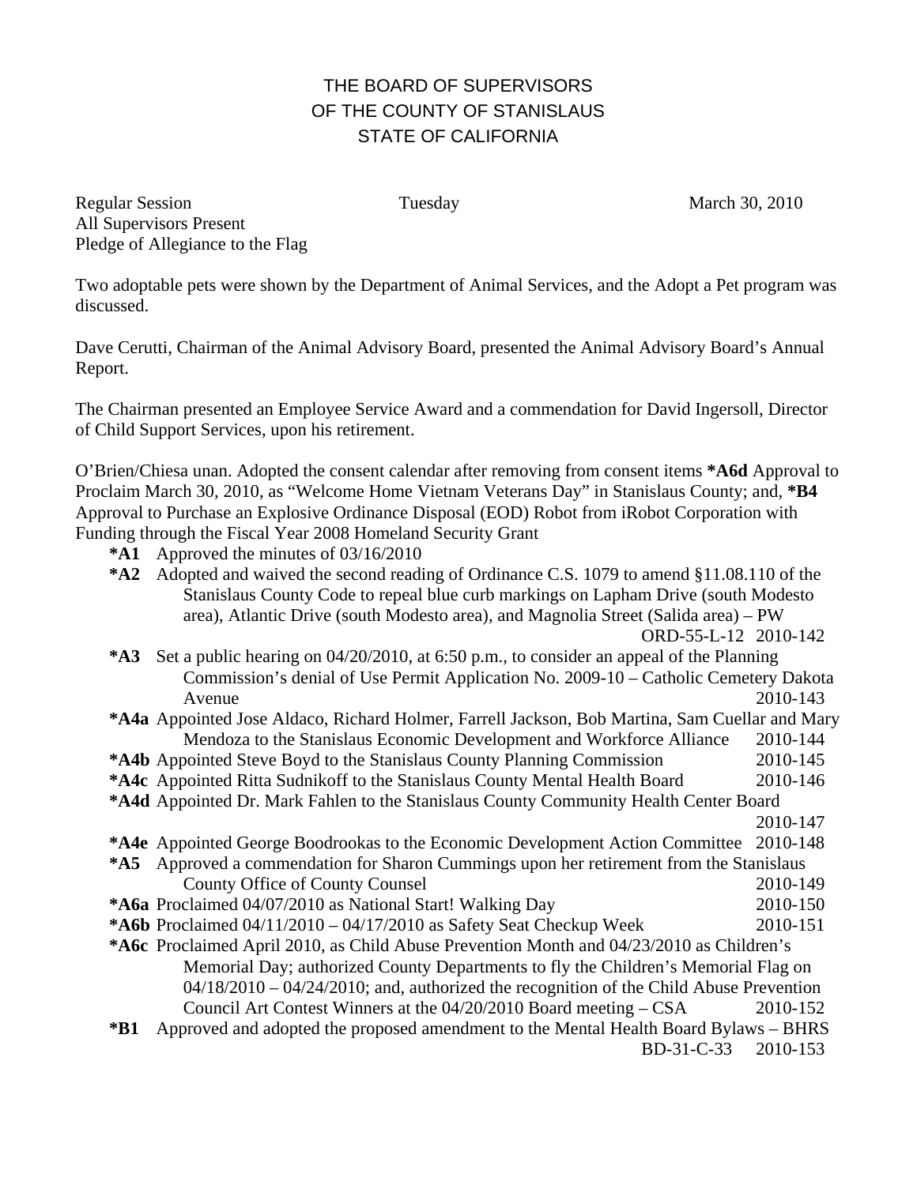# THE BOARD OF SUPERVISORS
# OF THE COUNTY OF STANISLAUS
# STATE OF CALIFORNIA

Regular Session Tuesday March 30, 2010
All Supervisors Present
Pledge of Allegiance to the Flag

Two adoptable pets were shown by the Department of Animal Services, and the Adopt a Pet program was discussed.

Dave Cerutti, Chairman of the Animal Advisory Board, presented the Animal Advisory Board's Annual Report.

The Chairman presented an Employee Service Award and a commendation for David Ingersoll, Director of Child Support Services, upon his retirement.

O'Brien/Chiesa unan. Adopted the consent calendar after removing from consent items **\*A6d** Approval to Proclaim March 30, 2010, as "Welcome Home Vietnam Veterans Day" in Stanislaus County; and, **\*B4** Approval to Purchase an Explosive Ordinance Disposal (EOD) Robot from iRobot Corporation with Funding through the Fiscal Year 2008 Homeland Security Grant

- **\*A1** Approved the minutes of 03/16/2010
- **\*A2** Adopted and waived the second reading of Ordinance C.S. 1079 to amend §11.08.110 of the Stanislaus County Code to repeal blue curb markings on Lapham Drive (south Modesto area), Atlantic Drive (south Modesto area), and Magnolia Street (Salida area) – PW ORD-55-L-12 2010-142
- **\*A3** Set a public hearing on 04/20/2010, at 6:50 p.m., to consider an appeal of the Planning Commission's denial of Use Permit Application No. 2009-10 – Catholic Cemetery Dakota Avenue 2010-143
- **\*A4a** Appointed Jose Aldaco, Richard Holmer, Farrell Jackson, Bob Martina, Sam Cuellar and Mary Mendoza to the Stanislaus Economic Development and Workforce Alliance 2010-144
- **\*A4b** Appointed Steve Boyd to the Stanislaus County Planning Commission 2010-145
- **\*A4c** Appointed Ritta Sudnikoff to the Stanislaus County Mental Health Board 2010-146
- **\*A4d** Appointed Dr. Mark Fahlen to the Stanislaus County Community Health Center Board 2010-147
- **\*A4e** Appointed George Boodrookas to the Economic Development Action Committee 2010-148
- **\*A5** Approved a commendation for Sharon Cummings upon her retirement from the Stanislaus County Office of County Counsel 2010-149
- **\*A6a** Proclaimed 04/07/2010 as National Start! Walking Day 2010-150
- **\*A6b** Proclaimed 04/11/2010 – 04/17/2010 as Safety Seat Checkup Week 2010-151
- **\*A6c** Proclaimed April 2010, as Child Abuse Prevention Month and 04/23/2010 as Children's Memorial Day; authorized County Departments to fly the Children's Memorial Flag on 04/18/2010 – 04/24/2010; and, authorized the recognition of the Child Abuse Prevention Council Art Contest Winners at the 04/20/2010 Board meeting – CSA 2010-152
- **\*B1** Approved and adopted the proposed amendment to the Mental Health Board Bylaws – BHRS BD-31-C-33 2010-153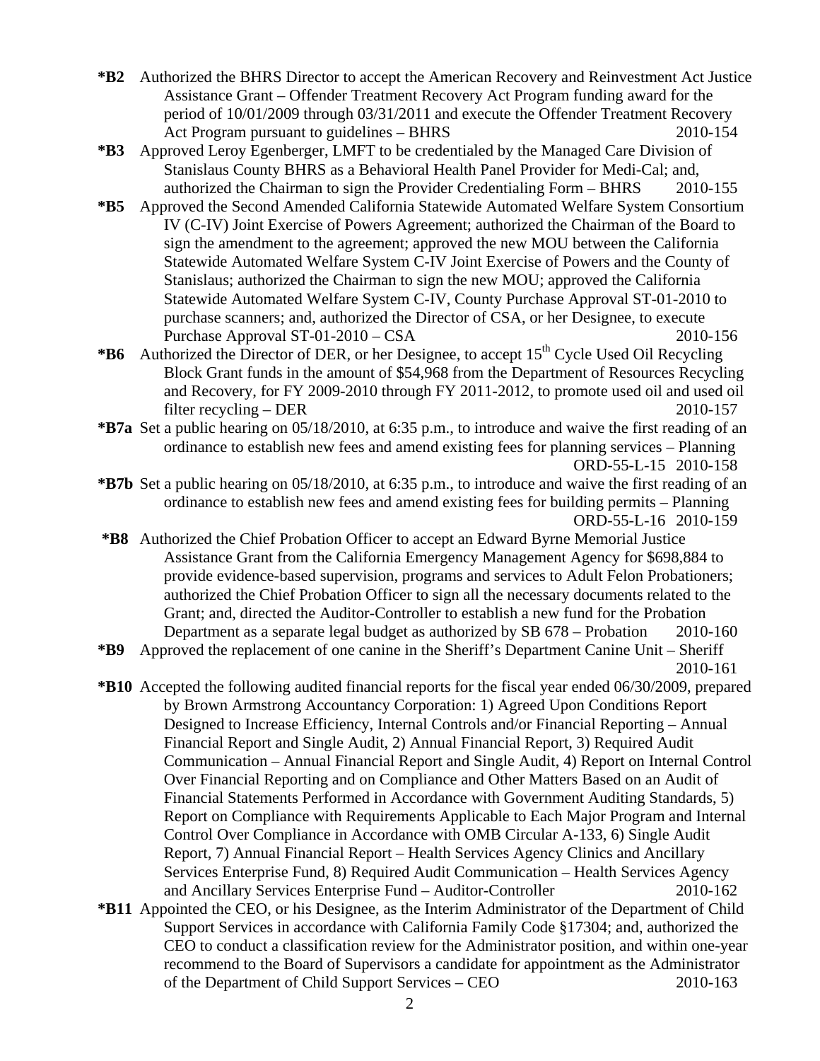**\*B2** Authorized the BHRS Director to accept the American Recovery and Reinvestment Act Justice Assistance Grant – Offender Treatment Recovery Act Program funding award for the period of 10/01/2009 through 03/31/2011 and execute the Offender Treatment Recovery Act Program pursuant to guidelines – BHRS 2010-154

**\*B3** Approved Leroy Egenberger, LMFT to be credentialed by the Managed Care Division of Stanislaus County BHRS as a Behavioral Health Panel Provider for Medi-Cal; and, authorized the Chairman to sign the Provider Credentialing Form – BHRS 2010-155

**\*B5** Approved the Second Amended California Statewide Automated Welfare System Consortium IV (C-IV) Joint Exercise of Powers Agreement; authorized the Chairman of the Board to sign the amendment to the agreement; approved the new MOU between the California Statewide Automated Welfare System C-IV Joint Exercise of Powers and the County of Stanislaus; authorized the Chairman to sign the new MOU; approved the California Statewide Automated Welfare System C-IV, County Purchase Approval ST-01-2010 to purchase scanners; and, authorized the Director of CSA, or her Designee, to execute Purchase Approval ST-01-2010 – CSA 2010-156

**\*B6** Authorized the Director of DER, or her Designee, to accept 15th Cycle Used Oil Recycling Block Grant funds in the amount of $54,968 from the Department of Resources Recycling and Recovery, for FY 2009-2010 through FY 2011-2012, to promote used oil and used oil filter recycling – DER 2010-157

**\*B7a** Set a public hearing on 05/18/2010, at 6:35 p.m., to introduce and waive the first reading of an ordinance to establish new fees and amend existing fees for planning services – Planning ORD-55-L-15 2010-158

**\*B7b** Set a public hearing on 05/18/2010, at 6:35 p.m., to introduce and waive the first reading of an ordinance to establish new fees and amend existing fees for building permits – Planning ORD-55-L-16 2010-159

**\*B8** Authorized the Chief Probation Officer to accept an Edward Byrne Memorial Justice Assistance Grant from the California Emergency Management Agency for $698,884 to provide evidence-based supervision, programs and services to Adult Felon Probationers; authorized the Chief Probation Officer to sign all the necessary documents related to the Grant; and, directed the Auditor-Controller to establish a new fund for the Probation Department as a separate legal budget as authorized by SB 678 – Probation 2010-160

**\*B9** Approved the replacement of one canine in the Sheriff's Department Canine Unit – Sheriff 2010-161

**\*B10** Accepted the following audited financial reports for the fiscal year ended 06/30/2009, prepared by Brown Armstrong Accountancy Corporation: 1) Agreed Upon Conditions Report Designed to Increase Efficiency, Internal Controls and/or Financial Reporting – Annual Financial Report and Single Audit, 2) Annual Financial Report, 3) Required Audit Communication – Annual Financial Report and Single Audit, 4) Report on Internal Control Over Financial Reporting and on Compliance and Other Matters Based on an Audit of Financial Statements Performed in Accordance with Government Auditing Standards, 5) Report on Compliance with Requirements Applicable to Each Major Program and Internal Control Over Compliance in Accordance with OMB Circular A-133, 6) Single Audit Report, 7) Annual Financial Report – Health Services Agency Clinics and Ancillary Services Enterprise Fund, 8) Required Audit Communication – Health Services Agency and Ancillary Services Enterprise Fund – Auditor-Controller 2010-162

**\*B11** Appointed the CEO, or his Designee, as the Interim Administrator of the Department of Child Support Services in accordance with California Family Code §17304; and, authorized the CEO to conduct a classification review for the Administrator position, and within one-year recommend to the Board of Supervisors a candidate for appointment as the Administrator of the Department of Child Support Services – CEO 2010-163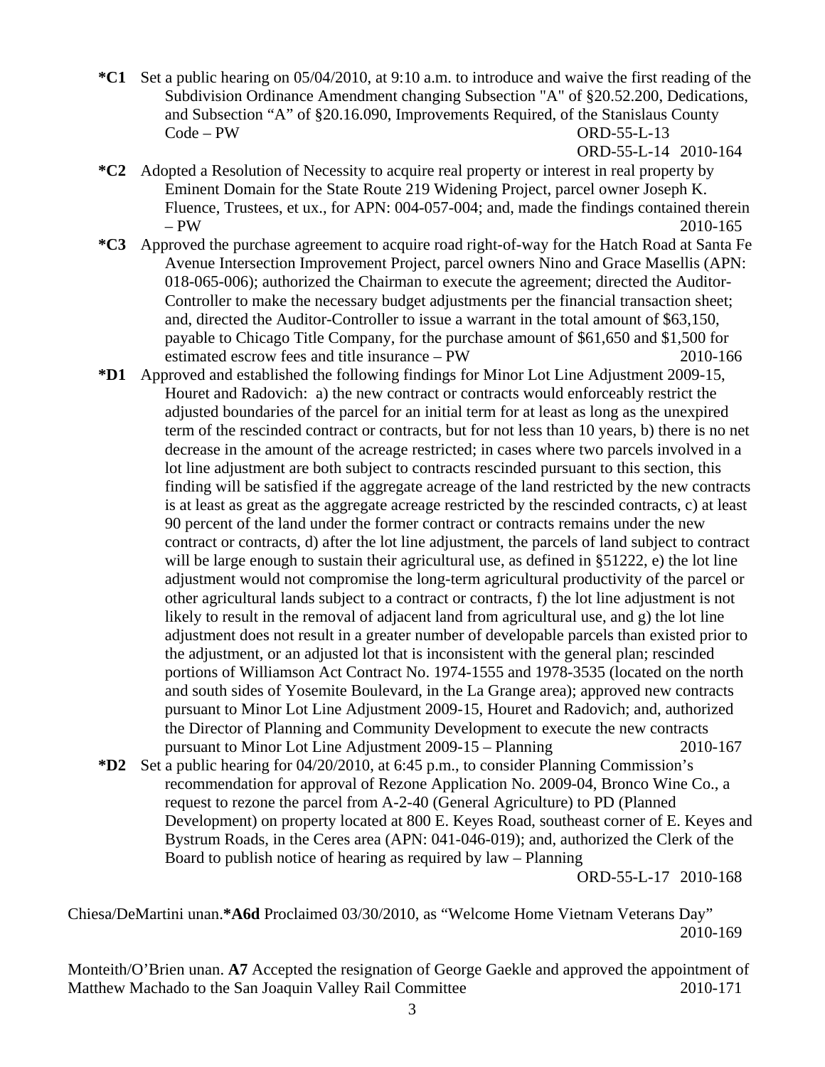**\*C1** Set a public hearing on 05/04/2010, at 9:10 a.m. to introduce and waive the first reading of the Subdivision Ordinance Amendment changing Subsection "A" of §20.52.200, Dedications, and Subsection "A" of §20.16.090, Improvements Required, of the Stanislaus County Code – PW ORD-55-L-13 ORD-55-L-14 2010-164

**\*C2** Adopted a Resolution of Necessity to acquire real property or interest in real property by Eminent Domain for the State Route 219 Widening Project, parcel owner Joseph K. Fluence, Trustees, et ux., for APN: 004-057-004; and, made the findings contained therein – PW 2010-165

**\*C3** Approved the purchase agreement to acquire road right-of-way for the Hatch Road at Santa Fe Avenue Intersection Improvement Project, parcel owners Nino and Grace Masellis (APN: 018-065-006); authorized the Chairman to execute the agreement; directed the Auditor-Controller to make the necessary budget adjustments per the financial transaction sheet; and, directed the Auditor-Controller to issue a warrant in the total amount of $63,150, payable to Chicago Title Company, for the purchase amount of $61,650 and $1,500 for estimated escrow fees and title insurance – PW 2010-166

**\*D1** Approved and established the following findings for Minor Lot Line Adjustment 2009-15, Houret and Radovich: a) the new contract or contracts would enforceably restrict the adjusted boundaries of the parcel for an initial term for at least as long as the unexpired term of the rescinded contract or contracts, but for not less than 10 years, b) there is no net decrease in the amount of the acreage restricted; in cases where two parcels involved in a lot line adjustment are both subject to contracts rescinded pursuant to this section, this finding will be satisfied if the aggregate acreage of the land restricted by the new contracts is at least as great as the aggregate acreage restricted by the rescinded contracts, c) at least 90 percent of the land under the former contract or contracts remains under the new contract or contracts, d) after the lot line adjustment, the parcels of land subject to contract will be large enough to sustain their agricultural use, as defined in §51222, e) the lot line adjustment would not compromise the long-term agricultural productivity of the parcel or other agricultural lands subject to a contract or contracts, f) the lot line adjustment is not likely to result in the removal of adjacent land from agricultural use, and g) the lot line adjustment does not result in a greater number of developable parcels than existed prior to the adjustment, or an adjusted lot that is inconsistent with the general plan; rescinded portions of Williamson Act Contract No. 1974-1555 and 1978-3535 (located on the north and south sides of Yosemite Boulevard, in the La Grange area); approved new contracts pursuant to Minor Lot Line Adjustment 2009-15, Houret and Radovich; and, authorized the Director of Planning and Community Development to execute the new contracts pursuant to Minor Lot Line Adjustment 2009-15 – Planning 2010-167

**\*D2** Set a public hearing for 04/20/2010, at 6:45 p.m., to consider Planning Commission's recommendation for approval of Rezone Application No. 2009-04, Bronco Wine Co., a request to rezone the parcel from A-2-40 (General Agriculture) to PD (Planned Development) on property located at 800 E. Keyes Road, southeast corner of E. Keyes and Bystrum Roads, in the Ceres area (APN: 041-046-019); and, authorized the Clerk of the Board to publish notice of hearing as required by law – Planning ORD-55-L-17 2010-168

Chiesa/DeMartini unan.**\*A6d** Proclaimed 03/30/2010, as "Welcome Home Vietnam Veterans Day" 2010-169

Monteith/O'Brien unan. **A7** Accepted the resignation of George Gaekle and approved the appointment of Matthew Machado to the San Joaquin Valley Rail Committee 2010-171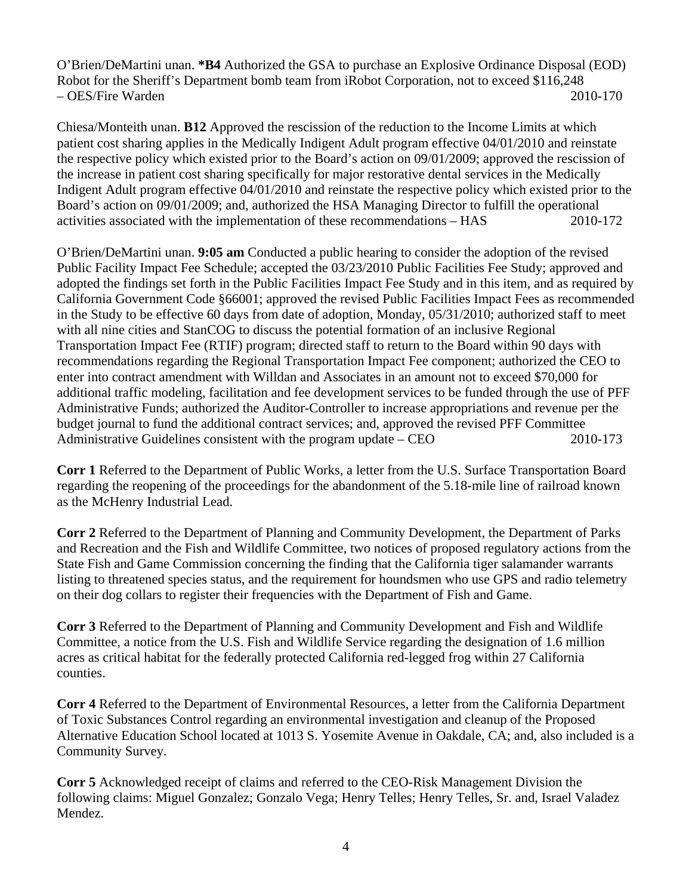O'Brien/DeMartini unan. ***B4** Authorized the GSA to purchase an Explosive Ordinance Disposal (EOD) Robot for the Sheriff's Department bomb team from iRobot Corporation, not to exceed $116,248 – OES/Fire Warden 2010-170

Chiesa/Monteith unan. **B12** Approved the rescission of the reduction to the Income Limits at which patient cost sharing applies in the Medically Indigent Adult program effective 04/01/2010 and reinstate the respective policy which existed prior to the Board's action on 09/01/2009; approved the rescission of the increase in patient cost sharing specifically for major restorative dental services in the Medically Indigent Adult program effective 04/01/2010 and reinstate the respective policy which existed prior to the Board's action on 09/01/2009; and, authorized the HSA Managing Director to fulfill the operational activities associated with the implementation of these recommendations – HAS 2010-172

O'Brien/DeMartini unan. **9:05 am** Conducted a public hearing to consider the adoption of the revised Public Facility Impact Fee Schedule; accepted the 03/23/2010 Public Facilities Fee Study; approved and adopted the findings set forth in the Public Facilities Impact Fee Study and in this item, and as required by California Government Code §66001; approved the revised Public Facilities Impact Fees as recommended in the Study to be effective 60 days from date of adoption, Monday, 05/31/2010; authorized staff to meet with all nine cities and StanCOG to discuss the potential formation of an inclusive Regional Transportation Impact Fee (RTIF) program; directed staff to return to the Board within 90 days with recommendations regarding the Regional Transportation Impact Fee component; authorized the CEO to enter into contract amendment with Willdan and Associates in an amount not to exceed $70,000 for additional traffic modeling, facilitation and fee development services to be funded through the use of PFF Administrative Funds; authorized the Auditor-Controller to increase appropriations and revenue per the budget journal to fund the additional contract services; and, approved the revised PFF Committee Administrative Guidelines consistent with the program update – CEO 2010-173

**Corr 1** Referred to the Department of Public Works, a letter from the U.S. Surface Transportation Board regarding the reopening of the proceedings for the abandonment of the 5.18-mile line of railroad known as the McHenry Industrial Lead.

**Corr 2** Referred to the Department of Planning and Community Development, the Department of Parks and Recreation and the Fish and Wildlife Committee, two notices of proposed regulatory actions from the State Fish and Game Commission concerning the finding that the California tiger salamander warrants listing to threatened species status, and the requirement for houndsmen who use GPS and radio telemetry on their dog collars to register their frequencies with the Department of Fish and Game.

**Corr 3** Referred to the Department of Planning and Community Development and Fish and Wildlife Committee, a notice from the U.S. Fish and Wildlife Service regarding the designation of 1.6 million acres as critical habitat for the federally protected California red-legged frog within 27 California counties.

**Corr 4** Referred to the Department of Environmental Resources, a letter from the California Department of Toxic Substances Control regarding an environmental investigation and cleanup of the Proposed Alternative Education School located at 1013 S. Yosemite Avenue in Oakdale, CA; and, also included is a Community Survey.

**Corr 5** Acknowledged receipt of claims and referred to the CEO-Risk Management Division the following claims: Miguel Gonzalez; Gonzalo Vega; Henry Telles; Henry Telles, Sr. and, Israel Valadez Mendez.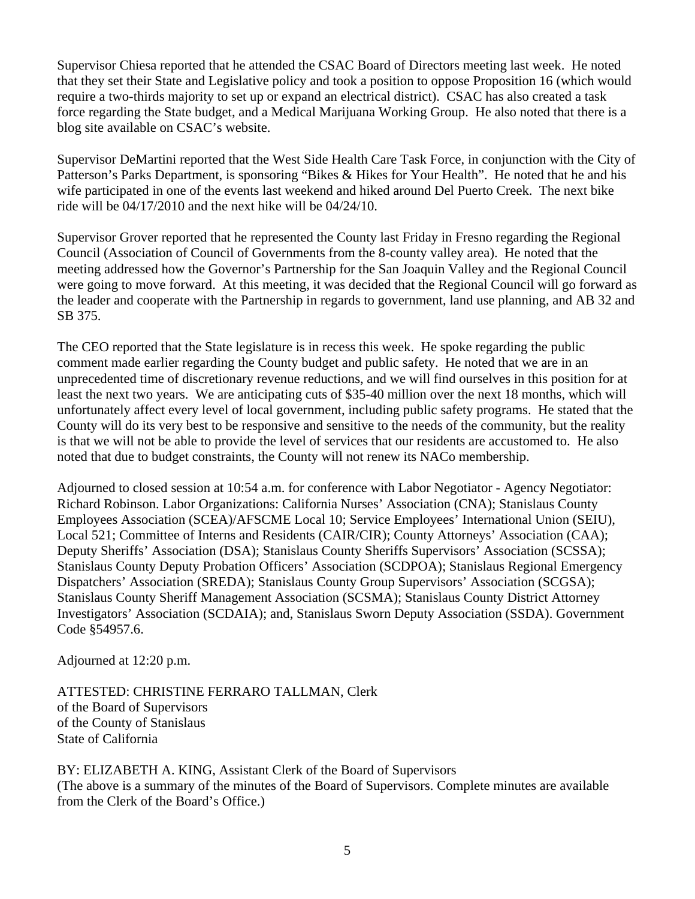Supervisor Chiesa reported that he attended the CSAC Board of Directors meeting last week. He noted that they set their State and Legislative policy and took a position to oppose Proposition 16 (which would require a two-thirds majority to set up or expand an electrical district). CSAC has also created a task force regarding the State budget, and a Medical Marijuana Working Group. He also noted that there is a blog site available on CSAC's website.

Supervisor DeMartini reported that the West Side Health Care Task Force, in conjunction with the City of Patterson's Parks Department, is sponsoring "Bikes & Hikes for Your Health". He noted that he and his wife participated in one of the events last weekend and hiked around Del Puerto Creek. The next bike ride will be 04/17/2010 and the next hike will be 04/24/10.

Supervisor Grover reported that he represented the County last Friday in Fresno regarding the Regional Council (Association of Council of Governments from the 8-county valley area). He noted that the meeting addressed how the Governor's Partnership for the San Joaquin Valley and the Regional Council were going to move forward. At this meeting, it was decided that the Regional Council will go forward as the leader and cooperate with the Partnership in regards to government, land use planning, and AB 32 and SB 375.

The CEO reported that the State legislature is in recess this week. He spoke regarding the public comment made earlier regarding the County budget and public safety. He noted that we are in an unprecedented time of discretionary revenue reductions, and we will find ourselves in this position for at least the next two years. We are anticipating cuts of $35-40 million over the next 18 months, which will unfortunately affect every level of local government, including public safety programs. He stated that the County will do its very best to be responsive and sensitive to the needs of the community, but the reality is that we will not be able to provide the level of services that our residents are accustomed to. He also noted that due to budget constraints, the County will not renew its NACo membership.

Adjourned to closed session at 10:54 a.m. for conference with Labor Negotiator - Agency Negotiator: Richard Robinson. Labor Organizations: California Nurses' Association (CNA); Stanislaus County Employees Association (SCEA)/AFSCME Local 10; Service Employees' International Union (SEIU), Local 521; Committee of Interns and Residents (CAIR/CIR); County Attorneys' Association (CAA); Deputy Sheriffs' Association (DSA); Stanislaus County Sheriffs Supervisors' Association (SCSSA); Stanislaus County Deputy Probation Officers' Association (SCDPOA); Stanislaus Regional Emergency Dispatchers' Association (SREDA); Stanislaus County Group Supervisors' Association (SCGSA); Stanislaus County Sheriff Management Association (SCSMA); Stanislaus County District Attorney Investigators' Association (SCDAIA); and, Stanislaus Sworn Deputy Association (SSDA). Government Code §54957.6.

Adjourned at 12:20 p.m.

ATTESTED: CHRISTINE FERRARO TALLMAN, Clerk
of the Board of Supervisors
of the County of Stanislaus
State of California

BY: ELIZABETH A. KING, Assistant Clerk of the Board of Supervisors
(The above is a summary of the minutes of the Board of Supervisors. Complete minutes are available from the Clerk of the Board's Office.)